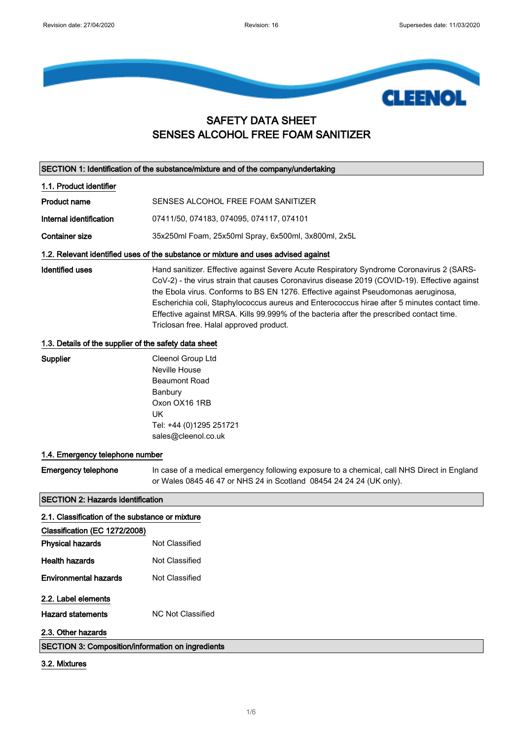# SAFETY DATA SHEET
# SENSES ALCOHOL FREE FOAM SANITIZER

## SECTION 1: Identification of the substance/mixture and of the company/undertaking

### 1.1. Product identifier

| | |
|---|---|
| **Product name** | SENSES ALCOHOL FREE FOAM SANITIZER |
| **Internal identification** | 07411/50, 074183, 074095, 074117, 074101 |
| **Container size** | 35x250ml Foam, 25x50ml Spray, 6x500ml, 3x800ml, 2x5L |

### 1.2. Relevant identified uses of the substance or mixture and uses advised against

**Identified uses**

Hand sanitizer. Effective against Severe Acute Respiratory Syndrome Coronavirus 2 (SARS-CoV-2) - the virus strain that causes Coronavirus disease 2019 (COVID-19). Effective against the Ebola virus. Conforms to BS EN 1276. Effective against Pseudomonas aeruginosa, Escherichia coli, Staphylococcus aureus and Enterococcus hirae after 5 minutes contact time. Effective against MRSA. Kills 99.999% of the bacteria after the prescribed contact time. Triclosan free. Halal approved product.

### 1.3. Details of the supplier of the safety data sheet

**Supplier**

Cleenol Group Ltd
Neville House
Beaumont Road
Banbury
Oxon OX16 1RB
UK
Tel: +44 (0)1295 251721
sales@cleenol.co.uk

### 1.4. Emergency telephone number

**Emergency telephone**

In case of a medical emergency following exposure to a chemical, call NHS Direct in England or Wales 0845 46 47 or NHS 24 in Scotland 08454 24 24 24 (UK only).

## SECTION 2: Hazards identification

### 2.1. Classification of the substance or mixture

**Classification (EC 1272/2008)**

| | |
|---|---|
| **Physical hazards** | Not Classified |
| **Health hazards** | Not Classified |
| **Environmental hazards** | Not Classified |

### 2.2. Label elements

| | |
|---|---|
| **Hazard statements** | NC Not Classified |

### 2.3. Other hazards

## SECTION 3: Composition/information on ingredients

### 3.2. Mixtures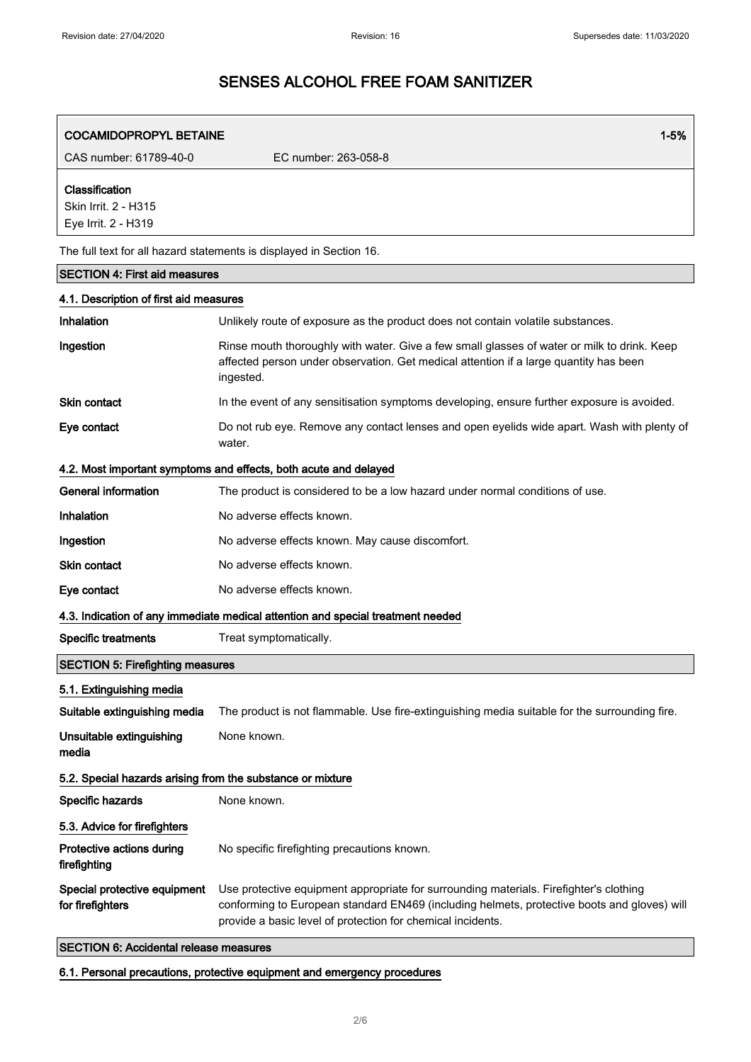# SENSES ALCOHOL FREE FOAM SANITIZER

| **COCAMIDOPROPYL BETAINE** | | 1-5% |
|---|---|---|
| CAS number: 61789-40-0 | EC number: 263-058-8 | |
| **Classification**<br>Skin Irrit. 2 - H315<br>Eye Irrit. 2 - H319 | | |

The full text for all hazard statements is displayed in Section 16.

## SECTION 4: First aid measures

### 4.1. Description of first aid measures

**Inhalation** Unlikely route of exposure as the product does not contain volatile substances.

**Ingestion** Rinse mouth thoroughly with water. Give a few small glasses of water or milk to drink. Keep affected person under observation. Get medical attention if a large quantity has been ingested.

**Skin contact** In the event of any sensitisation symptoms developing, ensure further exposure is avoided.

**Eye contact** Do not rub eye. Remove any contact lenses and open eyelids wide apart. Wash with plenty of water.

### 4.2. Most important symptoms and effects, both acute and delayed

**General information** The product is considered to be a low hazard under normal conditions of use.

**Inhalation** No adverse effects known.

**Ingestion** No adverse effects known. May cause discomfort.

**Skin contact** No adverse effects known.

**Eye contact** No adverse effects known.

### 4.3. Indication of any immediate medical attention and special treatment needed

**Specific treatments** Treat symptomatically.

## SECTION 5: Firefighting measures

### 5.1. Extinguishing media

**Suitable extinguishing media** The product is not flammable. Use fire-extinguishing media suitable for the surrounding fire.

**Unsuitable extinguishing media** None known.

### 5.2. Special hazards arising from the substance or mixture

**Specific hazards** None known.

### 5.3. Advice for firefighters

**Protective actions during firefighting** No specific firefighting precautions known.

**Special protective equipment for firefighters** Use protective equipment appropriate for surrounding materials. Firefighter's clothing conforming to European standard EN469 (including helmets, protective boots and gloves) will provide a basic level of protection for chemical incidents.

## SECTION 6: Accidental release measures

### 6.1. Personal precautions, protective equipment and emergency procedures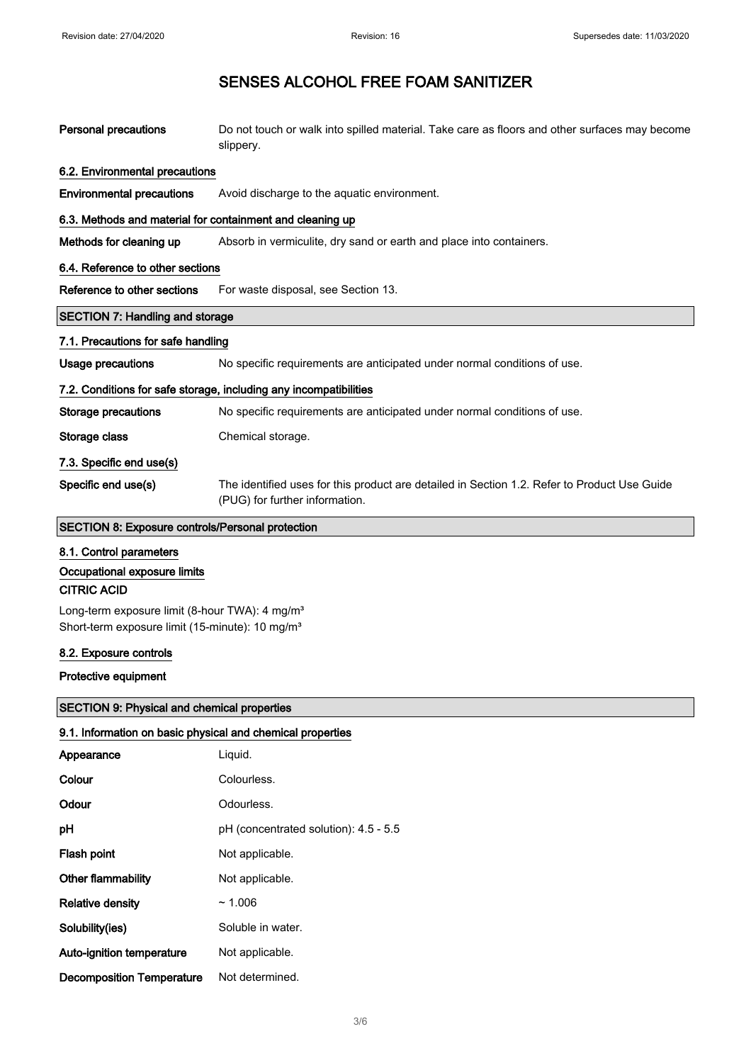# SENSES ALCOHOL FREE FOAM SANITIZER

| | |
|---|---|
| **Personal precautions** | Do not touch or walk into spilled material. Take care as floors and other surfaces may become slippery. |

### 6.2. Environmental precautions

| | |
|---|---|
| **Environmental precautions** | Avoid discharge to the aquatic environment. |

### 6.3. Methods and material for containment and cleaning up

| | |
|---|---|
| **Methods for cleaning up** | Absorb in vermiculite, dry sand or earth and place into containers. |

### 6.4. Reference to other sections

| | |
|---|---|
| **Reference to other sections** | For waste disposal, see Section 13. |

## SECTION 7: Handling and storage

### 7.1. Precautions for safe handling

| | |
|---|---|
| **Usage precautions** | No specific requirements are anticipated under normal conditions of use. |

### 7.2. Conditions for safe storage, including any incompatibilities

| | |
|---|---|
| **Storage precautions** | No specific requirements are anticipated under normal conditions of use. |
| **Storage class** | Chemical storage. |

### 7.3. Specific end use(s)

| | |
|---|---|
| **Specific end use(s)** | The identified uses for this product are detailed in Section 1.2. Refer to Product Use Guide (PUG) for further information. |

## SECTION 8: Exposure controls/Personal protection

### 8.1. Control parameters

#### Occupational exposure limits

**CITRIC ACID**

Long-term exposure limit (8-hour TWA): 4 mg/m³
Short-term exposure limit (15-minute): 10 mg/m³

### 8.2. Exposure controls

**Protective equipment**

## SECTION 9: Physical and chemical properties

### 9.1. Information on basic physical and chemical properties

| | |
|---|---|
| **Appearance** | Liquid. |
| **Colour** | Colourless. |
| **Odour** | Odourless. |
| **pH** | pH (concentrated solution): 4.5 - 5.5 |
| **Flash point** | Not applicable. |
| **Other flammability** | Not applicable. |
| **Relative density** | ~ 1.006 |
| **Solubility(ies)** | Soluble in water. |
| **Auto-ignition temperature** | Not applicable. |
| **Decomposition Temperature** | Not determined. |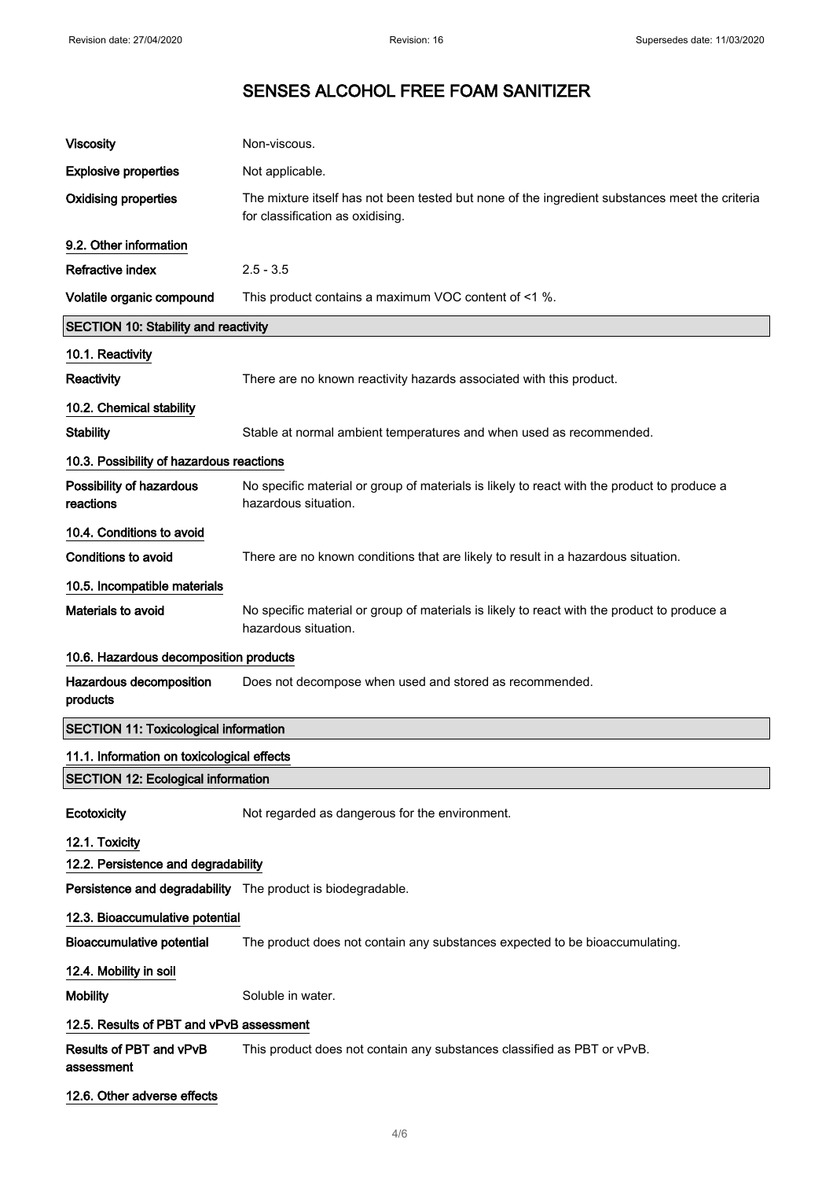| | |
|---|---|
| **Viscosity** | Non-viscous. |
| **Explosive properties** | Not applicable. |
| **Oxidising properties** | The mixture itself has not been tested but none of the ingredient substances meet the criteria for classification as oxidising. |

### 9.2. Other information

| | |
|---|---|
| **Refractive index** | 2.5 - 3.5 |
| **Volatile organic compound** | This product contains a maximum VOC content of <1 %. |

## SECTION 10: Stability and reactivity

### 10.1. Reactivity

**Reactivity** There are no known reactivity hazards associated with this product.

### 10.2. Chemical stability

**Stability** Stable at normal ambient temperatures and when used as recommended.

### 10.3. Possibility of hazardous reactions

**Possibility of hazardous reactions** No specific material or group of materials is likely to react with the product to produce a hazardous situation.

### 10.4. Conditions to avoid

**Conditions to avoid** There are no known conditions that are likely to result in a hazardous situation.

### 10.5. Incompatible materials

**Materials to avoid** No specific material or group of materials is likely to react with the product to produce a hazardous situation.

### 10.6. Hazardous decomposition products

**Hazardous decomposition products** Does not decompose when used and stored as recommended.

## SECTION 11: Toxicological information

### 11.1. Information on toxicological effects

## SECTION 12: Ecological information

**Ecotoxicity** Not regarded as dangerous for the environment.

### 12.1. Toxicity

### 12.2. Persistence and degradability

**Persistence and degradability** The product is biodegradable.

### 12.3. Bioaccumulative potential

**Bioaccumulative potential** The product does not contain any substances expected to be bioaccumulating.

### 12.4. Mobility in soil

**Mobility** Soluble in water.

### 12.5. Results of PBT and vPvB assessment

**Results of PBT and vPvB assessment** This product does not contain any substances classified as PBT or vPvB.

### 12.6. Other adverse effects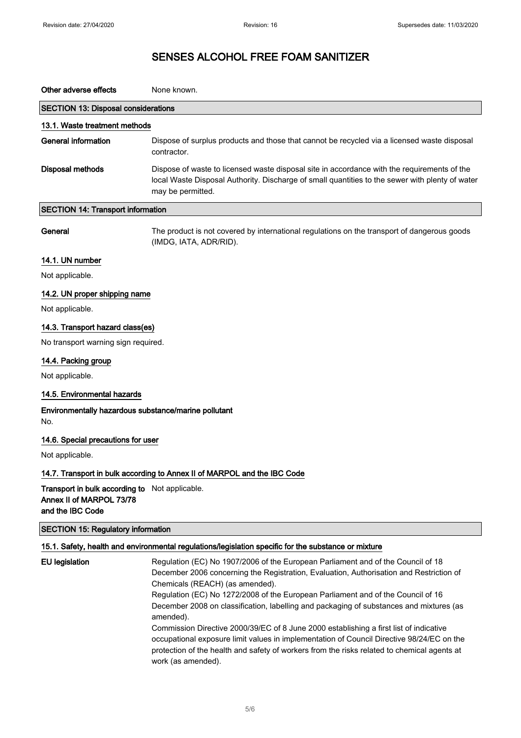**Other adverse effects** None known.

## SECTION 13: Disposal considerations

### 13.1. Waste treatment methods

**General information** Dispose of surplus products and those that cannot be recycled via a licensed waste disposal contractor.

**Disposal methods** Dispose of waste to licensed waste disposal site in accordance with the requirements of the local Waste Disposal Authority. Discharge of small quantities to the sewer with plenty of water may be permitted.

## SECTION 14: Transport information

**General** The product is not covered by international regulations on the transport of dangerous goods (IMDG, IATA, ADR/RID).

### 14.1. UN number

Not applicable.

### 14.2. UN proper shipping name

Not applicable.

### 14.3. Transport hazard class(es)

No transport warning sign required.

### 14.4. Packing group

Not applicable.

### 14.5. Environmental hazards

**Environmentally hazardous substance/marine pollutant**

No.

### 14.6. Special precautions for user

Not applicable.

### 14.7. Transport in bulk according to Annex II of MARPOL and the IBC Code

**Transport in bulk according to Annex II of MARPOL 73/78 and the IBC Code** Not applicable.

## SECTION 15: Regulatory information

### 15.1. Safety, health and environmental regulations/legislation specific for the substance or mixture

**EU legislation** Regulation (EC) No 1907/2006 of the European Parliament and of the Council of 18 December 2006 concerning the Registration, Evaluation, Authorisation and Restriction of Chemicals (REACH) (as amended).
Regulation (EC) No 1272/2008 of the European Parliament and of the Council of 16 December 2008 on classification, labelling and packaging of substances and mixtures (as amended).
Commission Directive 2000/39/EC of 8 June 2000 establishing a first list of indicative occupational exposure limit values in implementation of Council Directive 98/24/EC on the protection of the health and safety of workers from the risks related to chemical agents at work (as amended).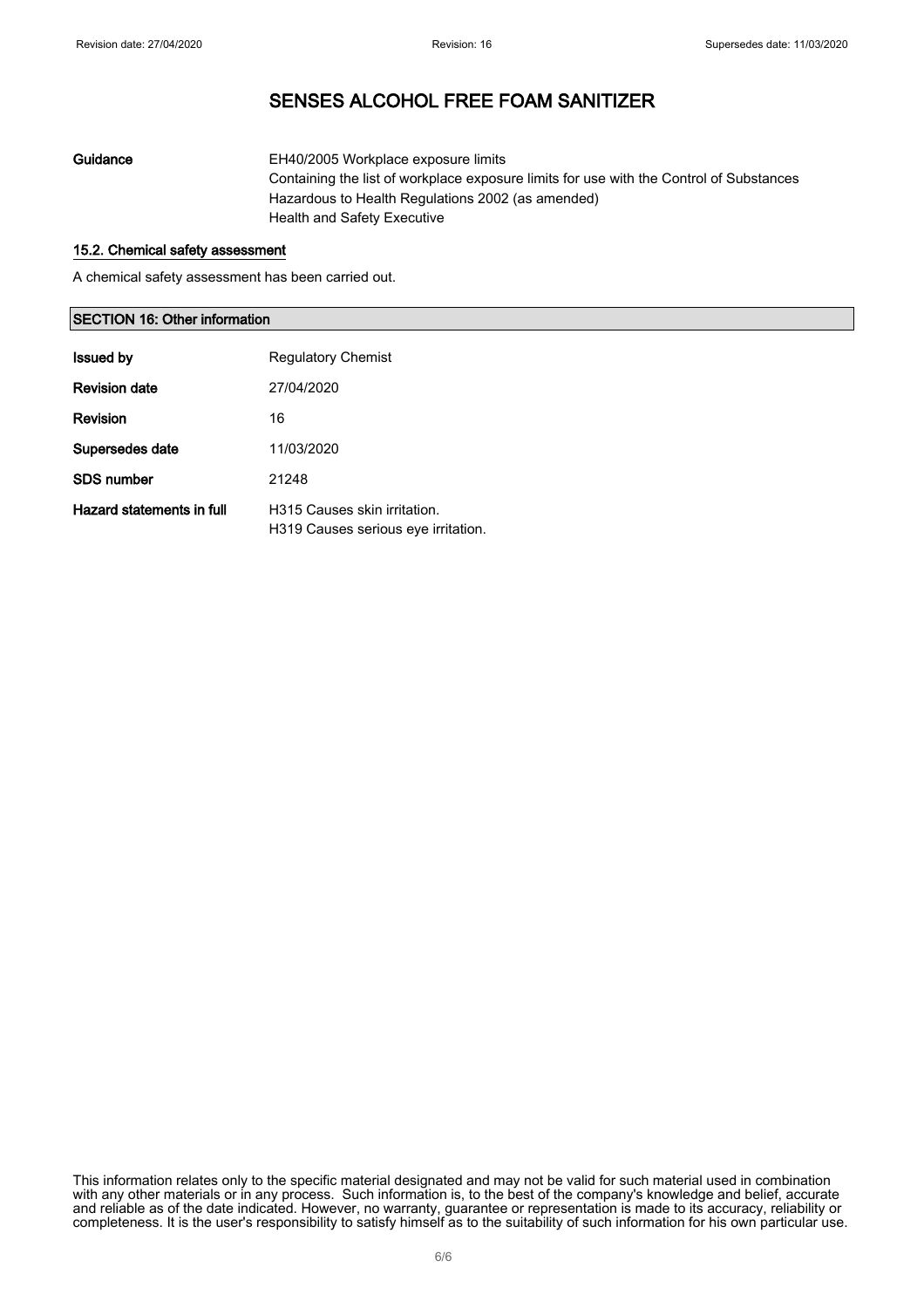# SENSES ALCOHOL FREE FOAM SANITIZER

| | |
|---|---|
| **Guidance** | EH40/2005 Workplace exposure limits<br>Containing the list of workplace exposure limits for use with the Control of Substances Hazardous to Health Regulations 2002 (as amended)<br>Health and Safety Executive |

### 15.2. Chemical safety assessment

A chemical safety assessment has been carried out.

## SECTION 16: Other information

| | |
|---|---|
| **Issued by** | Regulatory Chemist |
| **Revision date** | 27/04/2020 |
| **Revision** | 16 |
| **Supersedes date** | 11/03/2020 |
| **SDS number** | 21248 |
| **Hazard statements in full** | H315 Causes skin irritation.<br>H319 Causes serious eye irritation. |

This information relates only to the specific material designated and may not be valid for such material used in combination with any other materials or in any process. Such information is, to the best of the company's knowledge and belief, accurate and reliable as of the date indicated. However, no warranty, guarantee or representation is made to its accuracy, reliability or completeness. It is the user's responsibility to satisfy himself as to the suitability of such information for his own particular use.